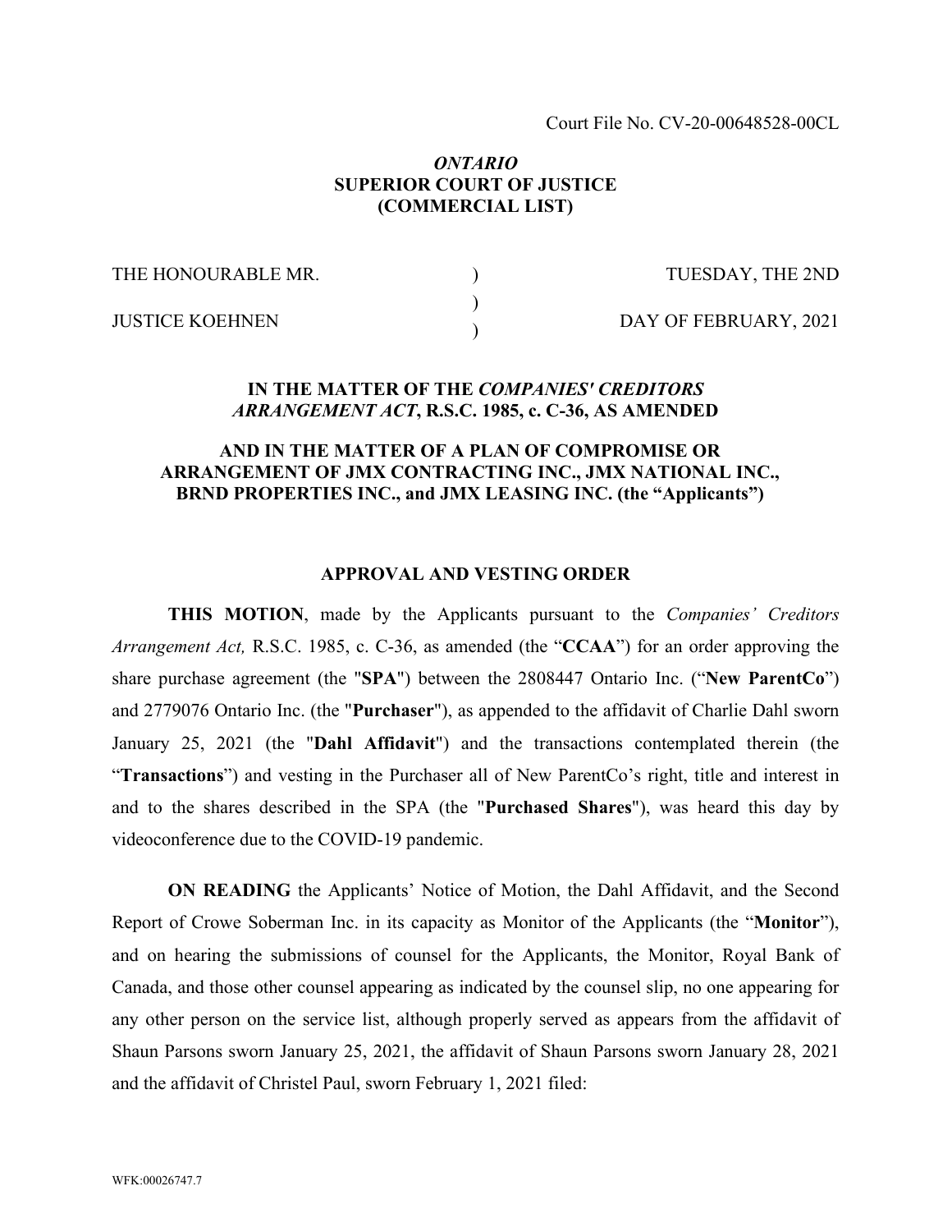Court File No. CV-20-00648528-00CL

*ONTARIO*
**SUPERIOR COURT OF JUSTICE**
**(COMMERCIAL LIST)**

| | | |
|---|---|---|
| THE HONOURABLE MR. | ) | TUESDAY, THE 2ND |
| | ) | |
| JUSTICE KOEHNEN | ) | DAY OF FEBRUARY, 2021 |

**IN THE MATTER OF THE *COMPANIES' CREDITORS ARRANGEMENT ACT*, R.S.C. 1985, c. C-36, AS AMENDED**

**AND IN THE MATTER OF A PLAN OF COMPROMISE OR ARRANGEMENT OF JMX CONTRACTING INC., JMX NATIONAL INC., BRND PROPERTIES INC., and JMX LEASING INC. (the "Applicants")**

**APPROVAL AND VESTING ORDER**

**THIS MOTION**, made by the Applicants pursuant to the *Companies' Creditors Arrangement Act,* R.S.C. 1985, c. C-36, as amended (the "**CCAA**") for an order approving the share purchase agreement (the "**SPA**") between the 2808447 Ontario Inc. ("**New ParentCo**") and 2779076 Ontario Inc. (the "**Purchaser**"), as appended to the affidavit of Charlie Dahl sworn January 25, 2021 (the "**Dahl Affidavit**") and the transactions contemplated therein (the "**Transactions**") and vesting in the Purchaser all of New ParentCo's right, title and interest in and to the shares described in the SPA (the "**Purchased Shares**"), was heard this day by videoconference due to the COVID-19 pandemic.

**ON READING** the Applicants' Notice of Motion, the Dahl Affidavit, and the Second Report of Crowe Soberman Inc. in its capacity as Monitor of the Applicants (the "**Monitor**"), and on hearing the submissions of counsel for the Applicants, the Monitor, Royal Bank of Canada, and those other counsel appearing as indicated by the counsel slip, no one appearing for any other person on the service list, although properly served as appears from the affidavit of Shaun Parsons sworn January 25, 2021, the affidavit of Shaun Parsons sworn January 28, 2021 and the affidavit of Christel Paul, sworn February 1, 2021 filed: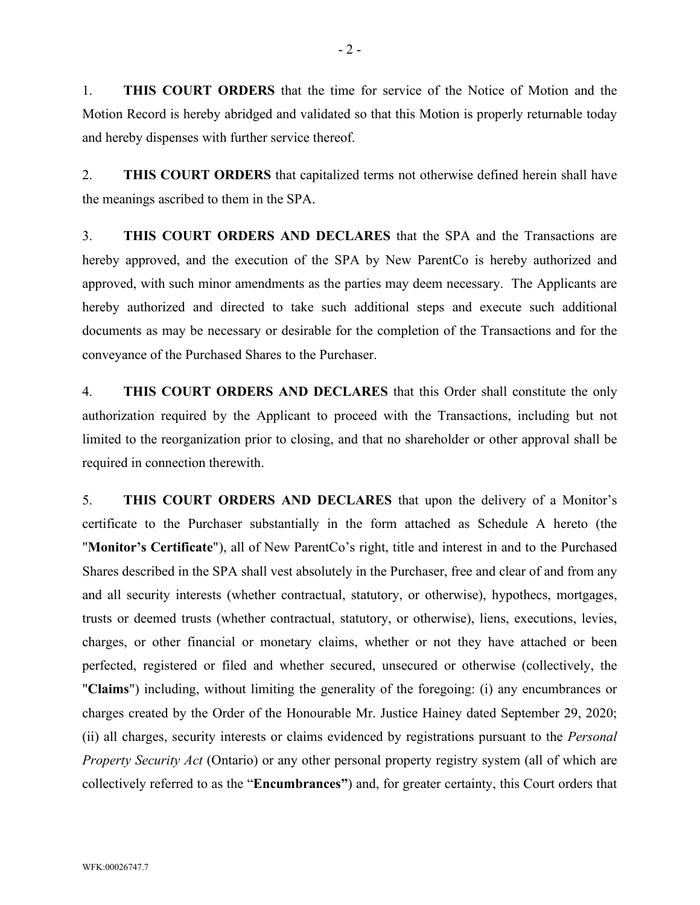1. **THIS COURT ORDERS** that the time for service of the Notice of Motion and the Motion Record is hereby abridged and validated so that this Motion is properly returnable today and hereby dispenses with further service thereof.

2. **THIS COURT ORDERS** that capitalized terms not otherwise defined herein shall have the meanings ascribed to them in the SPA.

3. **THIS COURT ORDERS AND DECLARES** that the SPA and the Transactions are hereby approved, and the execution of the SPA by New ParentCo is hereby authorized and approved, with such minor amendments as the parties may deem necessary. The Applicants are hereby authorized and directed to take such additional steps and execute such additional documents as may be necessary or desirable for the completion of the Transactions and for the conveyance of the Purchased Shares to the Purchaser.

4. **THIS COURT ORDERS AND DECLARES** that this Order shall constitute the only authorization required by the Applicant to proceed with the Transactions, including but not limited to the reorganization prior to closing, and that no shareholder or other approval shall be required in connection therewith.

5. **THIS COURT ORDERS AND DECLARES** that upon the delivery of a Monitor's certificate to the Purchaser substantially in the form attached as Schedule A hereto (the "**Monitor's Certificate**"), all of New ParentCo's right, title and interest in and to the Purchased Shares described in the SPA shall vest absolutely in the Purchaser, free and clear of and from any and all security interests (whether contractual, statutory, or otherwise), hypothecs, mortgages, trusts or deemed trusts (whether contractual, statutory, or otherwise), liens, executions, levies, charges, or other financial or monetary claims, whether or not they have attached or been perfected, registered or filed and whether secured, unsecured or otherwise (collectively, the "**Claims**") including, without limiting the generality of the foregoing: (i) any encumbrances or charges created by the Order of the Honourable Mr. Justice Hainey dated September 29, 2020; (ii) all charges, security interests or claims evidenced by registrations pursuant to the *Personal Property Security Act* (Ontario) or any other personal property registry system (all of which are collectively referred to as the "**Encumbrances**") and, for greater certainty, this Court orders that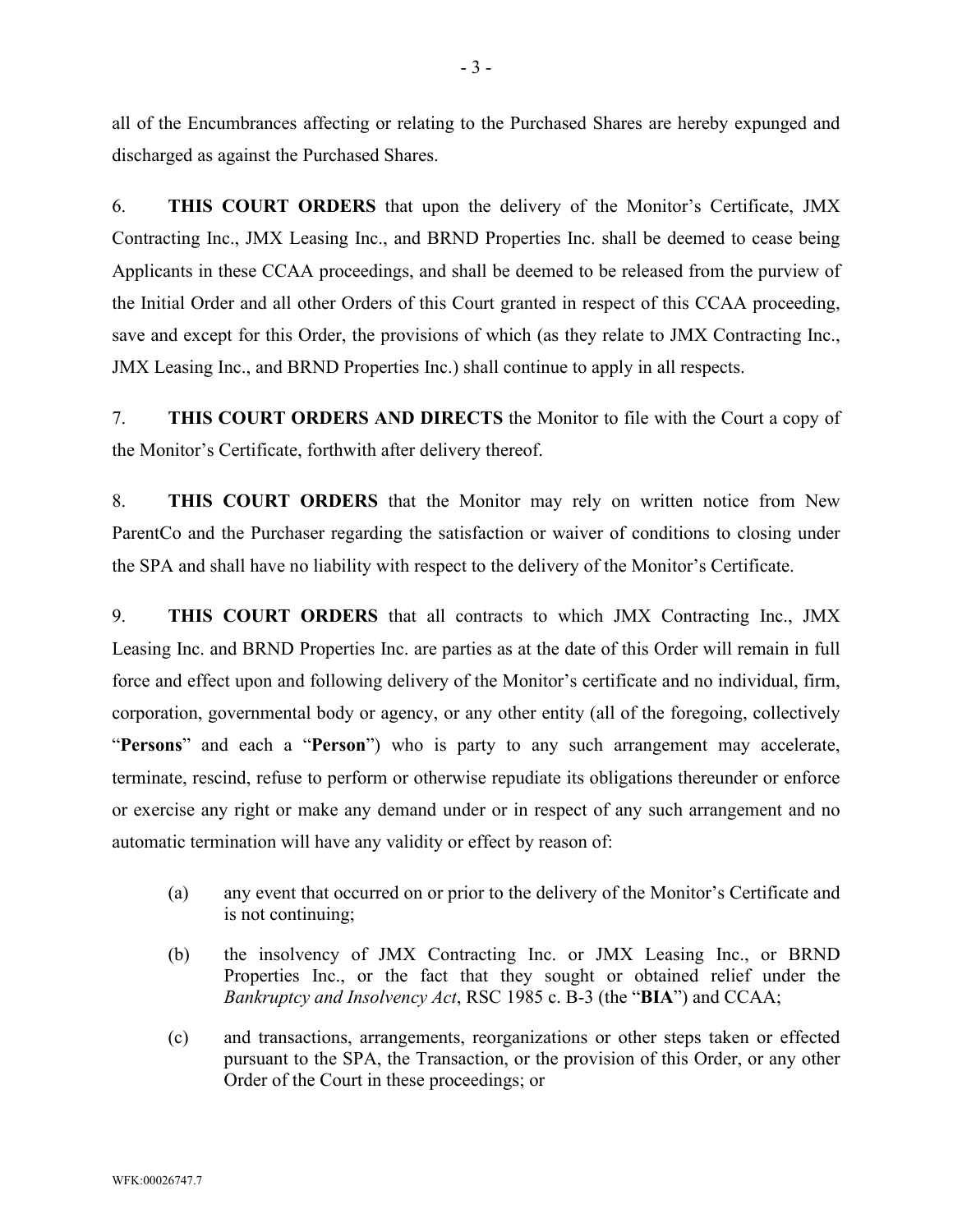all of the Encumbrances affecting or relating to the Purchased Shares are hereby expunged and discharged as against the Purchased Shares.

6. **THIS COURT ORDERS** that upon the delivery of the Monitor's Certificate, JMX Contracting Inc., JMX Leasing Inc., and BRND Properties Inc. shall be deemed to cease being Applicants in these CCAA proceedings, and shall be deemed to be released from the purview of the Initial Order and all other Orders of this Court granted in respect of this CCAA proceeding, save and except for this Order, the provisions of which (as they relate to JMX Contracting Inc., JMX Leasing Inc., and BRND Properties Inc.) shall continue to apply in all respects.

7. **THIS COURT ORDERS AND DIRECTS** the Monitor to file with the Court a copy of the Monitor's Certificate, forthwith after delivery thereof.

8. **THIS COURT ORDERS** that the Monitor may rely on written notice from New ParentCo and the Purchaser regarding the satisfaction or waiver of conditions to closing under the SPA and shall have no liability with respect to the delivery of the Monitor's Certificate.

9. **THIS COURT ORDERS** that all contracts to which JMX Contracting Inc., JMX Leasing Inc. and BRND Properties Inc. are parties as at the date of this Order will remain in full force and effect upon and following delivery of the Monitor's certificate and no individual, firm, corporation, governmental body or agency, or any other entity (all of the foregoing, collectively "**Persons**" and each a "**Person**") who is party to any such arrangement may accelerate, terminate, rescind, refuse to perform or otherwise repudiate its obligations thereunder or enforce or exercise any right or make any demand under or in respect of any such arrangement and no automatic termination will have any validity or effect by reason of:

(a) any event that occurred on or prior to the delivery of the Monitor's Certificate and is not continuing;

(b) the insolvency of JMX Contracting Inc. or JMX Leasing Inc., or BRND Properties Inc., or the fact that they sought or obtained relief under the *Bankruptcy and Insolvency Act*, RSC 1985 c. B-3 (the "**BIA**") and CCAA;

(c) and transactions, arrangements, reorganizations or other steps taken or effected pursuant to the SPA, the Transaction, or the provision of this Order, or any other Order of the Court in these proceedings; or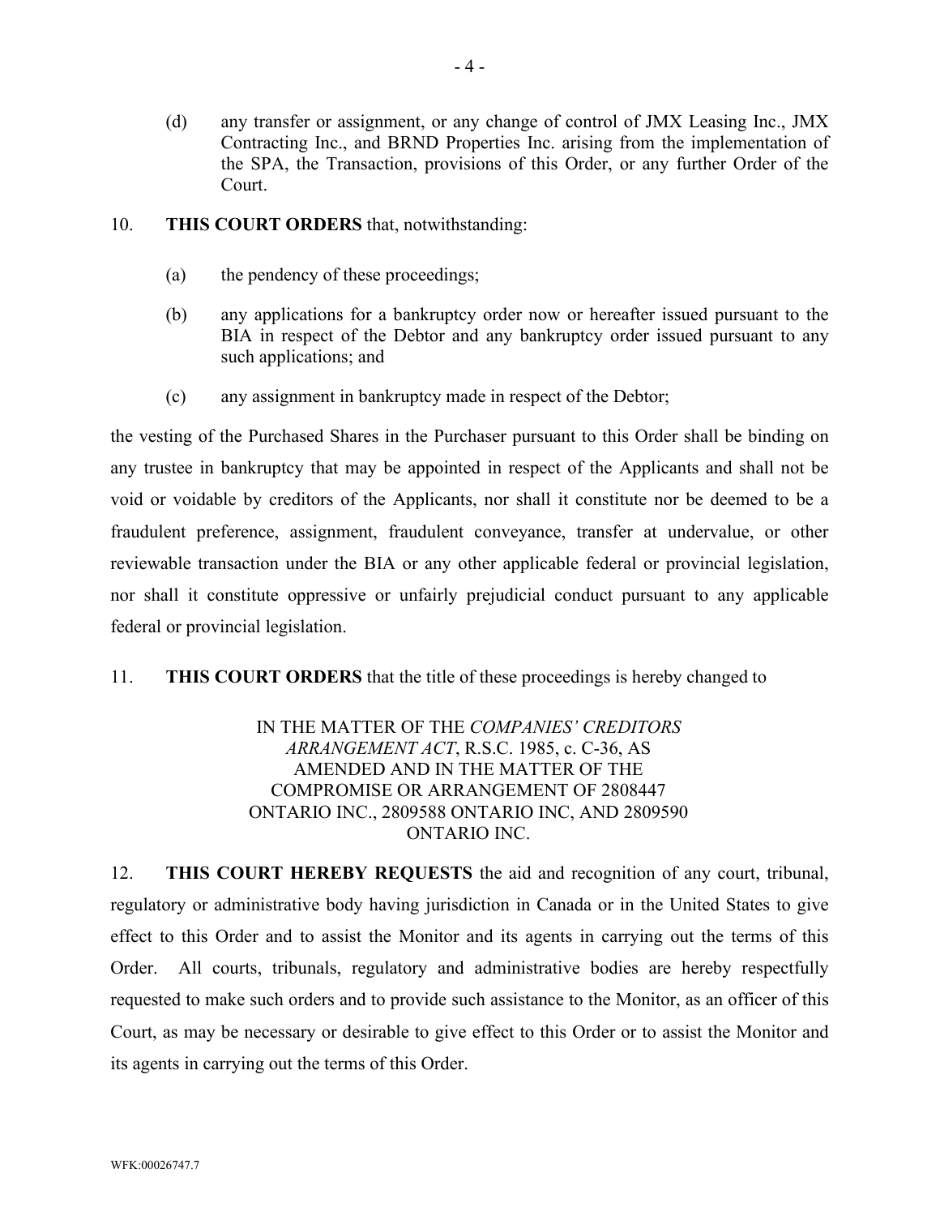(d) any transfer or assignment, or any change of control of JMX Leasing Inc., JMX Contracting Inc., and BRND Properties Inc. arising from the implementation of the SPA, the Transaction, provisions of this Order, or any further Order of the Court.

10. **THIS COURT ORDERS** that, notwithstanding:

(a) the pendency of these proceedings;

(b) any applications for a bankruptcy order now or hereafter issued pursuant to the BIA in respect of the Debtor and any bankruptcy order issued pursuant to any such applications; and

(c) any assignment in bankruptcy made in respect of the Debtor;

the vesting of the Purchased Shares in the Purchaser pursuant to this Order shall be binding on any trustee in bankruptcy that may be appointed in respect of the Applicants and shall not be void or voidable by creditors of the Applicants, nor shall it constitute nor be deemed to be a fraudulent preference, assignment, fraudulent conveyance, transfer at undervalue, or other reviewable transaction under the BIA or any other applicable federal or provincial legislation, nor shall it constitute oppressive or unfairly prejudicial conduct pursuant to any applicable federal or provincial legislation.

11. **THIS COURT ORDERS** that the title of these proceedings is hereby changed to

IN THE MATTER OF THE *COMPANIES' CREDITORS ARRANGEMENT ACT*, R.S.C. 1985, c. C-36, AS AMENDED AND IN THE MATTER OF THE COMPROMISE OR ARRANGEMENT OF 2808447 ONTARIO INC., 2809588 ONTARIO INC, AND 2809590 ONTARIO INC.

12. **THIS COURT HEREBY REQUESTS** the aid and recognition of any court, tribunal, regulatory or administrative body having jurisdiction in Canada or in the United States to give effect to this Order and to assist the Monitor and its agents in carrying out the terms of this Order. All courts, tribunals, regulatory and administrative bodies are hereby respectfully requested to make such orders and to provide such assistance to the Monitor, as an officer of this Court, as may be necessary or desirable to give effect to this Order or to assist the Monitor and its agents in carrying out the terms of this Order.

WFK:00026747.7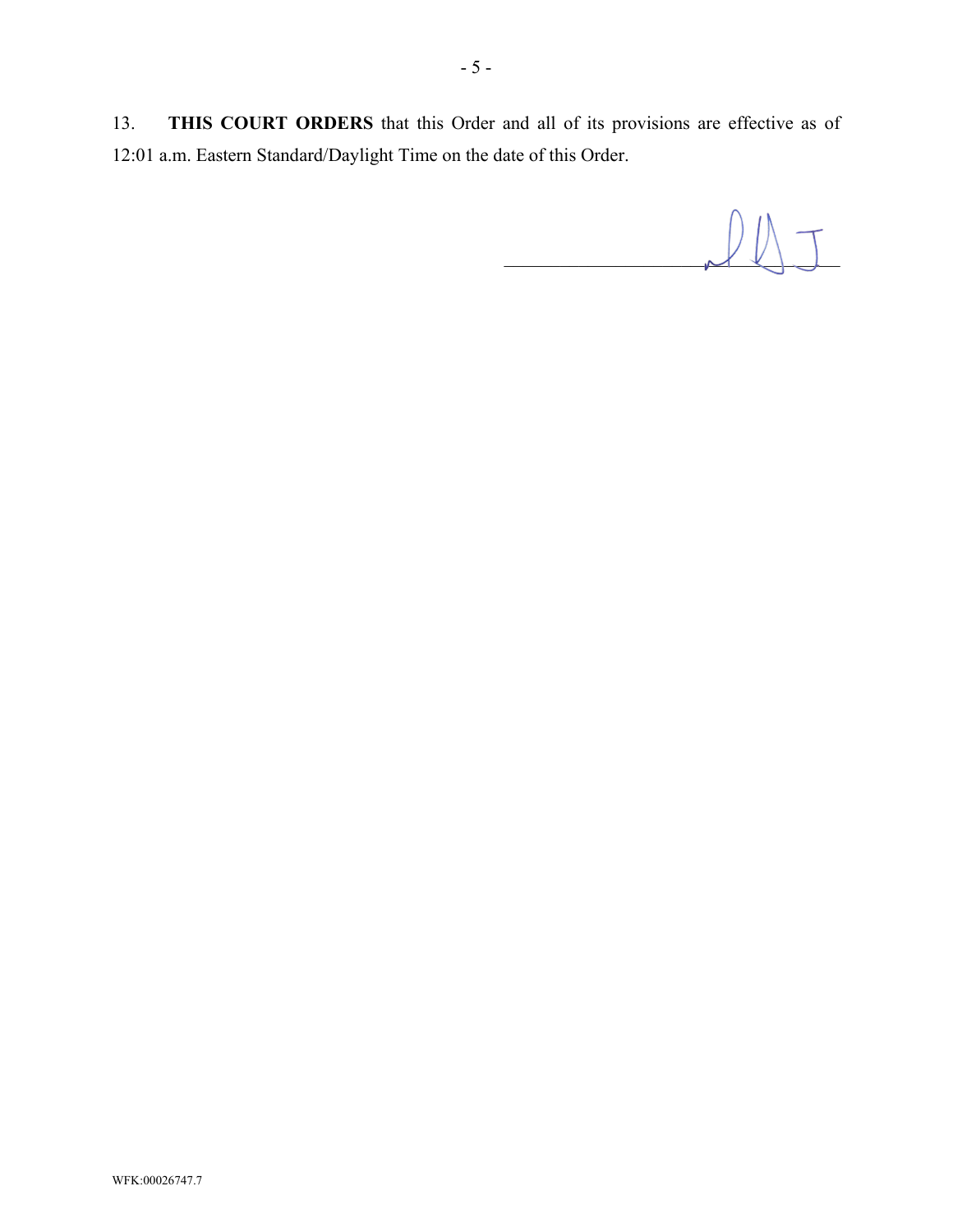13. **THIS COURT ORDERS** that this Order and all of its provisions are effective as of 12:01 a.m. Eastern Standard/Daylight Time on the date of this Order.

\_\_\_\_\_\_\_\_\_\_\_\_\_\_\_\_\_\_\_\_\_\_\_\_\_\_\_\_\_\_\_\_\_\_

WFK:00026747.7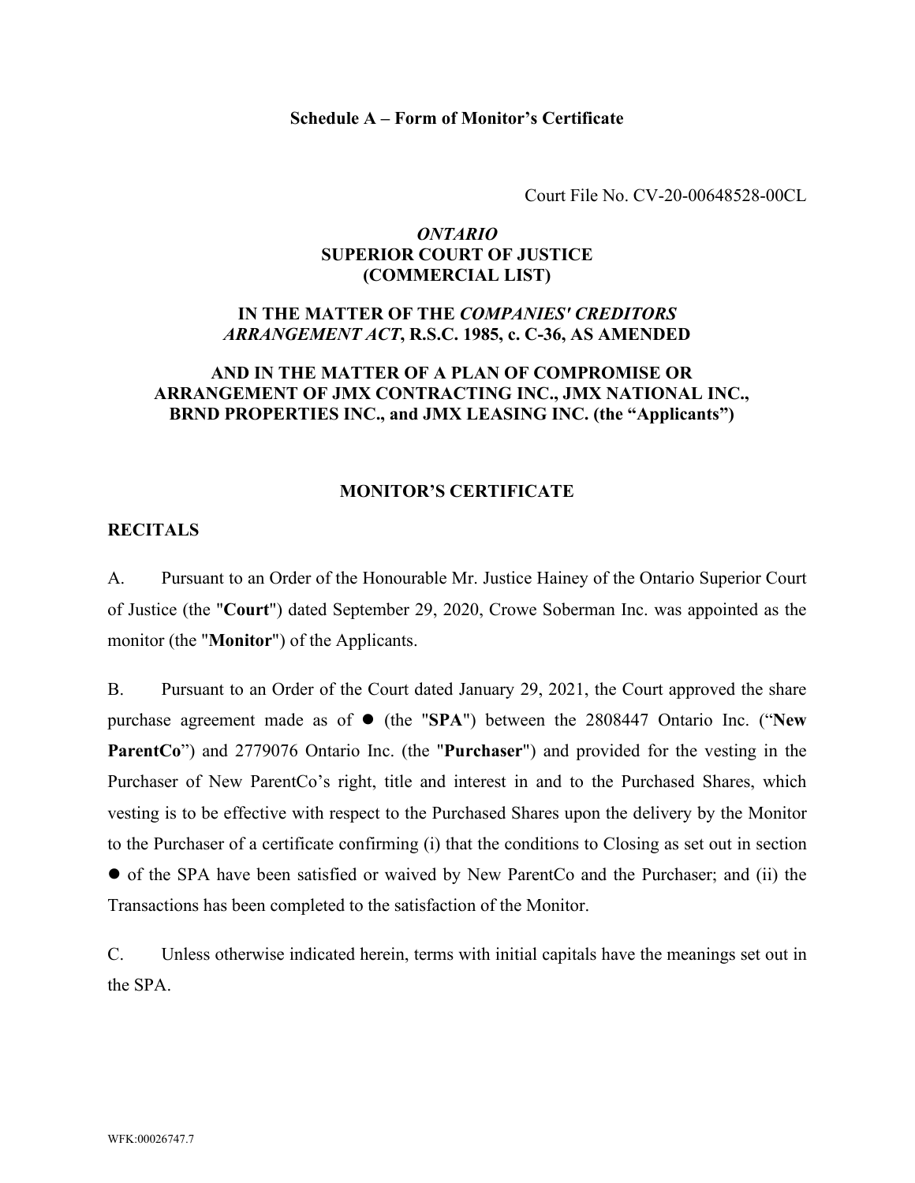**Schedule A – Form of Monitor's Certificate**

Court File No. CV-20-00648528-00CL

***ONTARIO***
**SUPERIOR COURT OF JUSTICE**
**(COMMERCIAL LIST)**

**IN THE MATTER OF THE *COMPANIES' CREDITORS ARRANGEMENT ACT*, R.S.C. 1985, c. C-36, AS AMENDED**

**AND IN THE MATTER OF A PLAN OF COMPROMISE OR ARRANGEMENT OF JMX CONTRACTING INC., JMX NATIONAL INC., BRND PROPERTIES INC., and JMX LEASING INC. (the "Applicants")**

**MONITOR'S CERTIFICATE**

**RECITALS**

A. Pursuant to an Order of the Honourable Mr. Justice Hainey of the Ontario Superior Court of Justice (the "**Court**") dated September 29, 2020, Crowe Soberman Inc. was appointed as the monitor (the "**Monitor**") of the Applicants.

B. Pursuant to an Order of the Court dated January 29, 2021, the Court approved the share purchase agreement made as of ● (the "**SPA**") between the 2808447 Ontario Inc. ("**New ParentCo**") and 2779076 Ontario Inc. (the "**Purchaser**") and provided for the vesting in the Purchaser of New ParentCo's right, title and interest in and to the Purchased Shares, which vesting is to be effective with respect to the Purchased Shares upon the delivery by the Monitor to the Purchaser of a certificate confirming (i) that the conditions to Closing as set out in section ● of the SPA have been satisfied or waived by New ParentCo and the Purchaser; and (ii) the Transactions has been completed to the satisfaction of the Monitor.

C. Unless otherwise indicated herein, terms with initial capitals have the meanings set out in the SPA.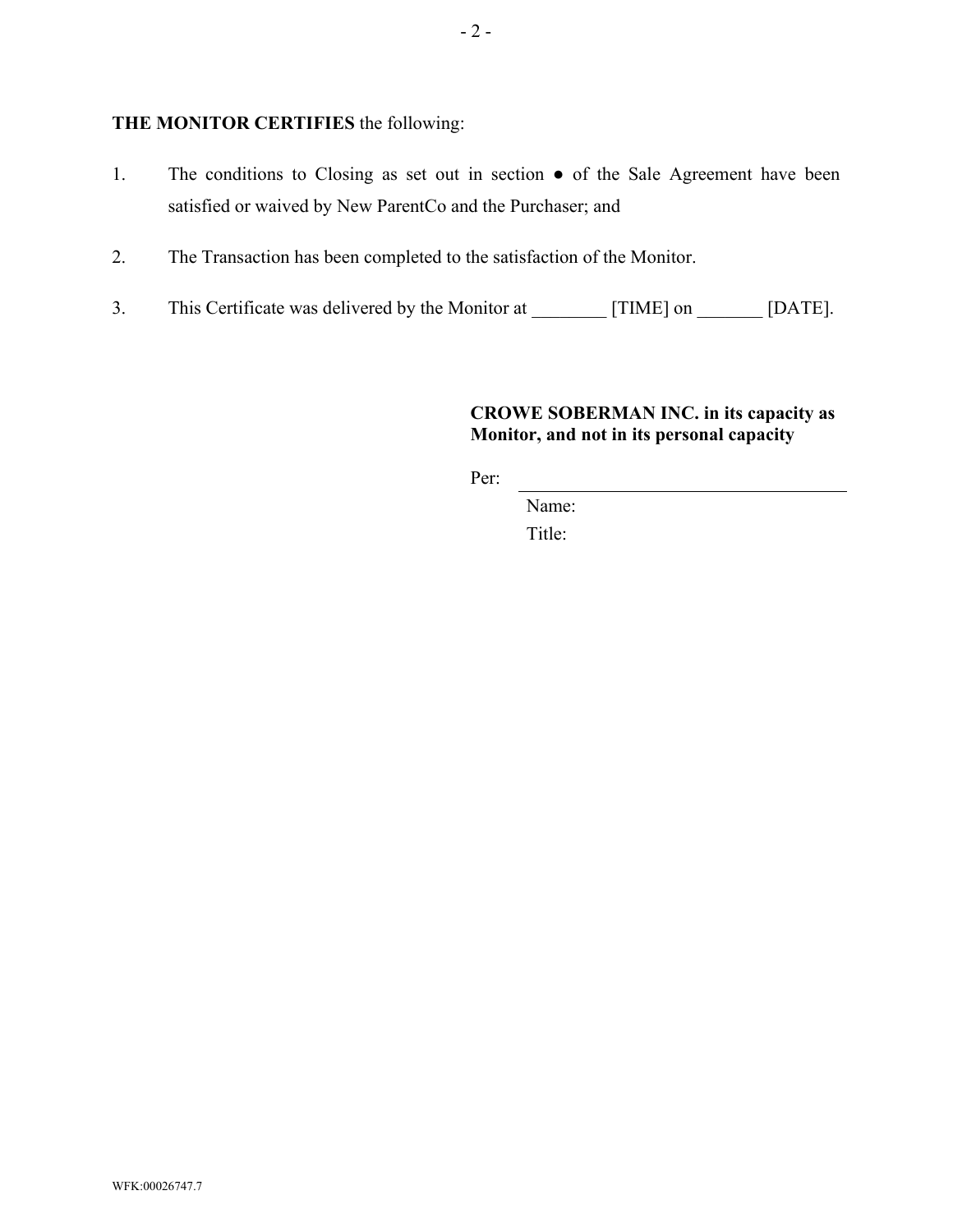**THE MONITOR CERTIFIES** the following:

1. The conditions to Closing as set out in section ● of the Sale Agreement have been satisfied or waived by New ParentCo and the Purchaser; and

2. The Transaction has been completed to the satisfaction of the Monitor.

3. This Certificate was delivered by the Monitor at ________ [TIME] on _______ [DATE].

**CROWE SOBERMAN INC. in its capacity as Monitor, and not in its personal capacity**

Per: ___________________________________

Name:

Title:

WFK:00026747.7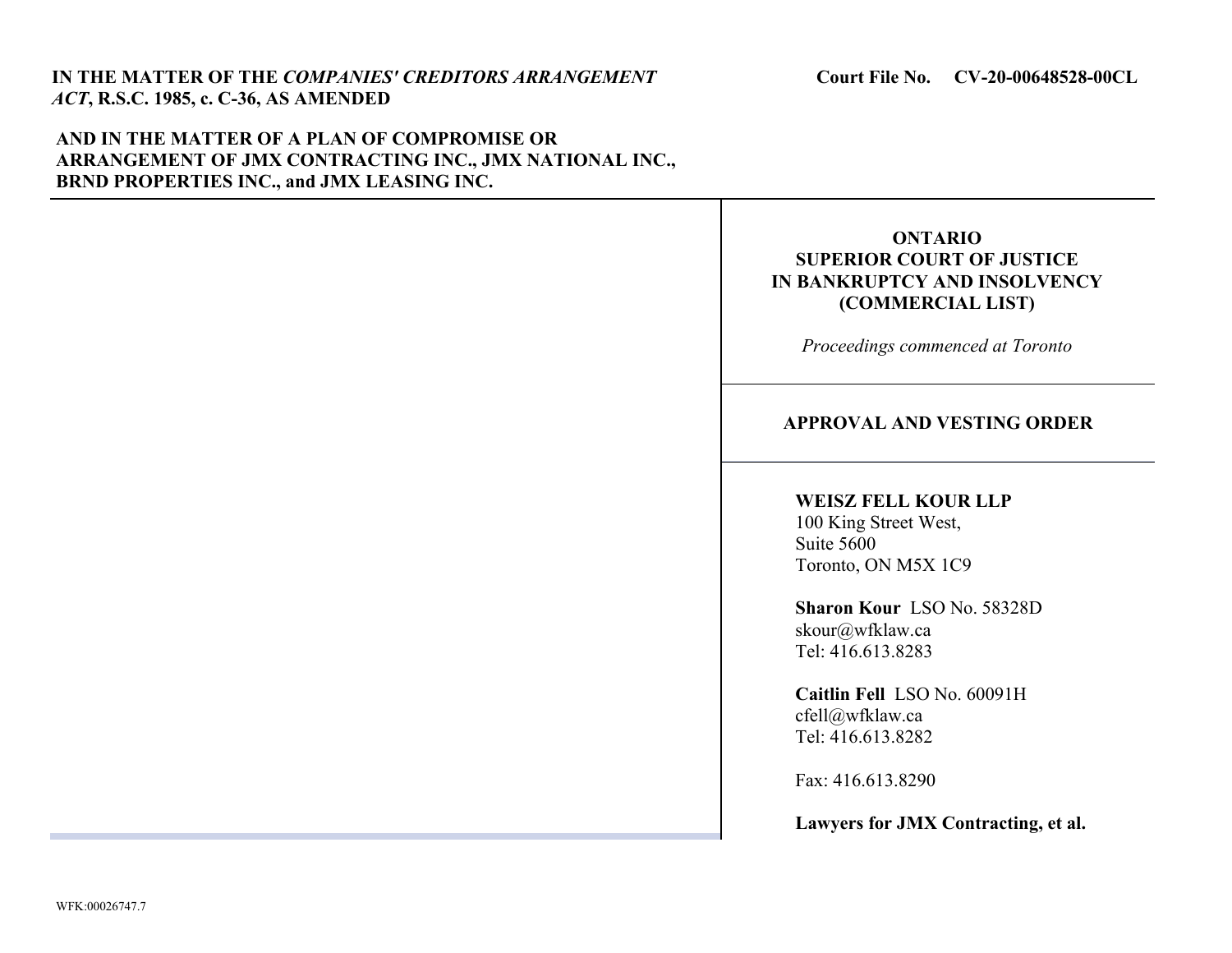**IN THE MATTER OF THE *COMPANIES' CREDITORS ARRANGEMENT ACT*, R.S.C. 1985, c. C-36, AS AMENDED**

**Court File No. CV-20-00648528-00CL**

**AND IN THE MATTER OF A PLAN OF COMPROMISE OR ARRANGEMENT OF JMX CONTRACTING INC., JMX NATIONAL INC., BRND PROPERTIES INC., and JMX LEASING INC.**

**ONTARIO**
**SUPERIOR COURT OF JUSTICE**
**IN BANKRUPTCY AND INSOLVENCY**
**(COMMERCIAL LIST)**

*Proceedings commenced at Toronto*

**APPROVAL AND VESTING ORDER**

**WEISZ FELL KOUR LLP**
100 King Street West,
Suite 5600
Toronto, ON M5X 1C9

**Sharon Kour** LSO No. 58328D
skour@wfklaw.ca
Tel: 416.613.8283

**Caitlin Fell** LSO No. 60091H
cfell@wfklaw.ca
Tel: 416.613.8282

Fax: 416.613.8290

**Lawyers for JMX Contracting, et al.**

WFK:00026747.7